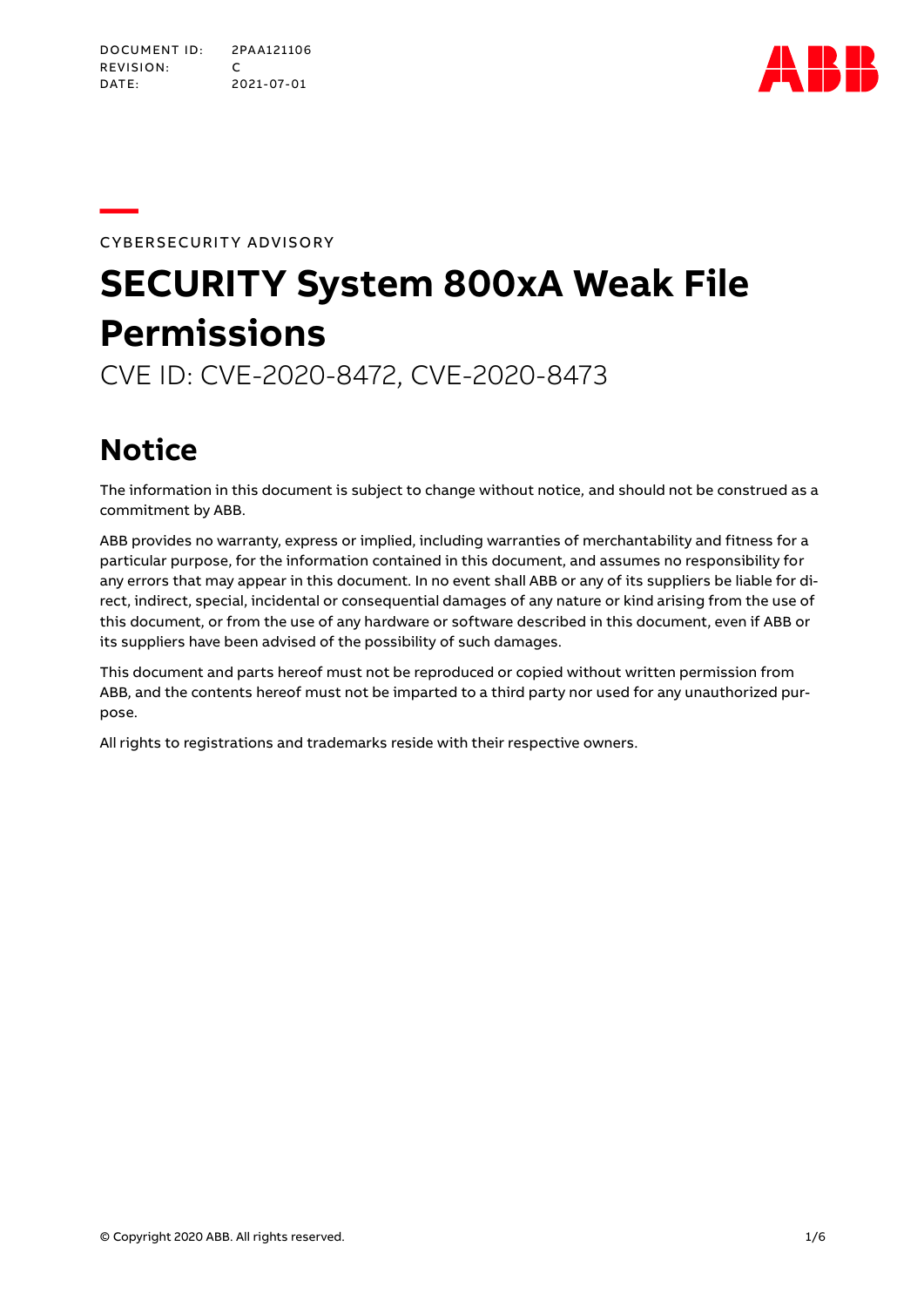DOCUMENT ID: 2PAA121106
REVISION: C
DATE: 2021-07-01

CYBERSECURITY ADVISORY

# SECURITY System 800xA Weak File Permissions

CVE ID: CVE-2020-8472, CVE-2020-8473

## Notice

The information in this document is subject to change without notice, and should not be construed as a commitment by ABB.

ABB provides no warranty, express or implied, including warranties of merchantability and fitness for a particular purpose, for the information contained in this document, and assumes no responsibility for any errors that may appear in this document. In no event shall ABB or any of its suppliers be liable for direct, indirect, special, incidental or consequential damages of any nature or kind arising from the use of this document, or from the use of any hardware or software described in this document, even if ABB or its suppliers have been advised of the possibility of such damages.

This document and parts hereof must not be reproduced or copied without written permission from ABB, and the contents hereof must not be imparted to a third party nor used for any unauthorized purpose.

All rights to registrations and trademarks reside with their respective owners.

© Copyright 2020 ABB. All rights reserved.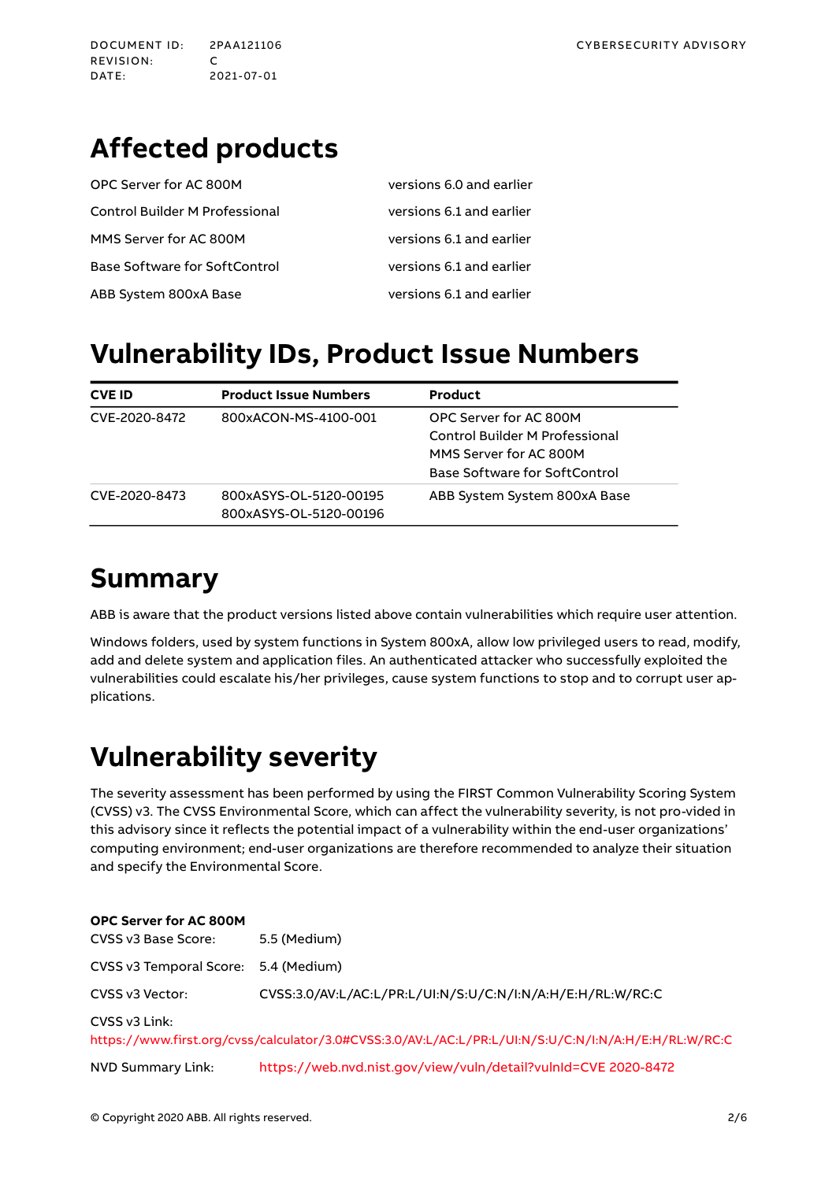# Affected products

| | |
|---|---|
| OPC Server for AC 800M | versions 6.0 and earlier |
| Control Builder M Professional | versions 6.1 and earlier |
| MMS Server for AC 800M | versions 6.1 and earlier |
| Base Software for SoftControl | versions 6.1 and earlier |
| ABB System 800xA Base | versions 6.1 and earlier |

# Vulnerability IDs, Product Issue Numbers

| CVE ID | Product Issue Numbers | Product |
|---|---|---|
| CVE-2020-8472 | 800xACON-MS-4100-001 | OPC Server for AC 800M<br>Control Builder M Professional<br>MMS Server for AC 800M<br>Base Software for SoftControl |
| CVE-2020-8473 | 800xASYS-OL-5120-00195<br>800xASYS-OL-5120-00196 | ABB System System 800xA Base |

# Summary

ABB is aware that the product versions listed above contain vulnerabilities which require user attention.

Windows folders, used by system functions in System 800xA, allow low privileged users to read, modify, add and delete system and application files. An authenticated attacker who successfully exploited the vulnerabilities could escalate his/her privileges, cause system functions to stop and to corrupt user applications.

# Vulnerability severity

The severity assessment has been performed by using the FIRST Common Vulnerability Scoring System (CVSS) v3. The CVSS Environmental Score, which can affect the vulnerability severity, is not pro-vided in this advisory since it reflects the potential impact of a vulnerability within the end-user organizations' computing environment; end-user organizations are therefore recommended to analyze their situation and specify the Environmental Score.

**OPC Server for AC 800M**

CVSS v3 Base Score: 5.5 (Medium)

CVSS v3 Temporal Score: 5.4 (Medium)

CVSS v3 Vector: CVSS:3.0/AV:L/AC:L/PR:L/UI:N/S:U/C:N/I:N/A:H/E:H/RL:W/RC:C

CVSS v3 Link:
https://www.first.org/cvss/calculator/3.0#CVSS:3.0/AV:L/AC:L/PR:L/UI:N/S:U/C:N/I:N/A:H/E:H/RL:W/RC:C

NVD Summary Link: https://web.nvd.nist.gov/view/vuln/detail?vulnId=CVE 2020-8472

© Copyright 2020 ABB. All rights reserved.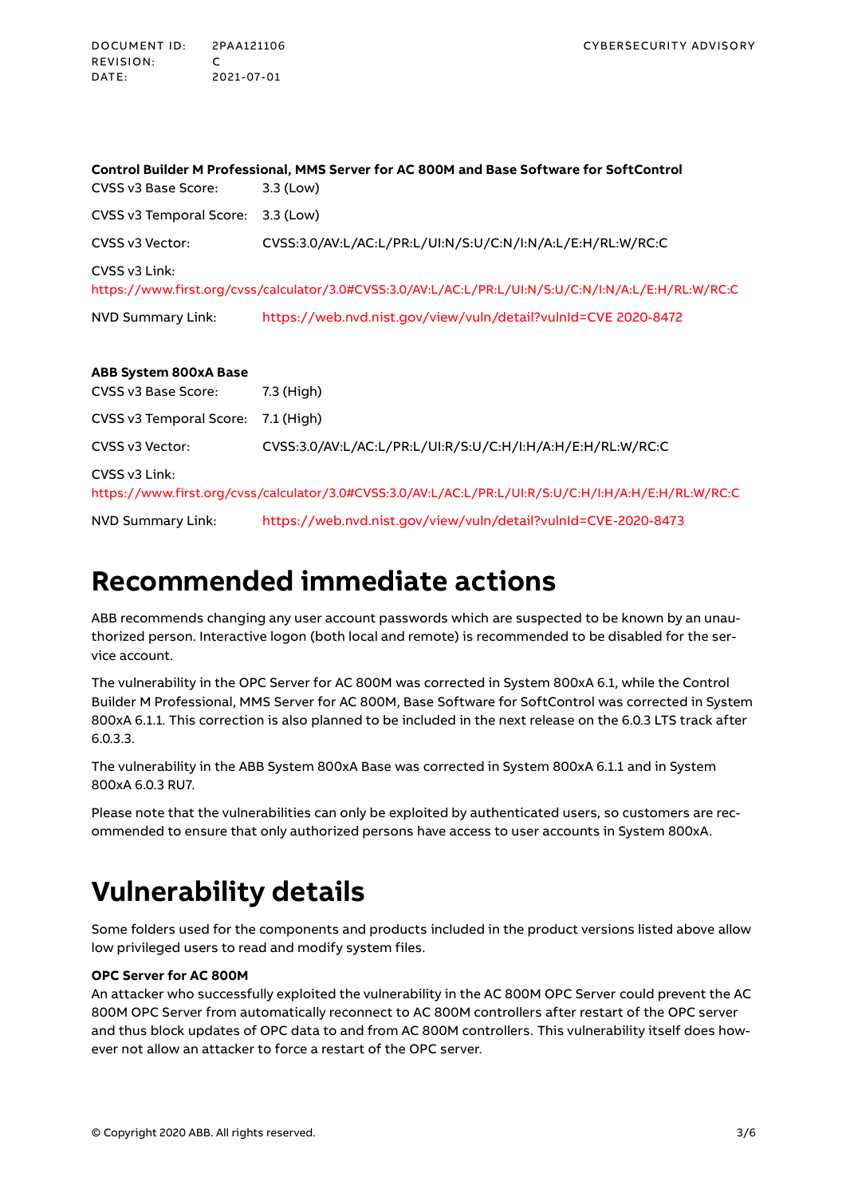**Control Builder M Professional, MMS Server for AC 800M and Base Software for SoftControl**

CVSS v3 Base Score: 3.3 (Low)

CVSS v3 Temporal Score: 3.3 (Low)

CVSS v3 Vector: CVSS:3.0/AV:L/AC:L/PR:L/UI:N/S:U/C:N/I:N/A:L/E:H/RL:W/RC:C

CVSS v3 Link:
https://www.first.org/cvss/calculator/3.0#CVSS:3.0/AV:L/AC:L/PR:L/UI:N/S:U/C:N/I:N/A:L/E:H/RL:W/RC:C

NVD Summary Link: https://web.nvd.nist.gov/view/vuln/detail?vulnId=CVE 2020-8472

**ABB System 800xA Base**

CVSS v3 Base Score: 7.3 (High)

CVSS v3 Temporal Score: 7.1 (High)

CVSS v3 Vector: CVSS:3.0/AV:L/AC:L/PR:L/UI:R/S:U/C:H/I:H/A:H/E:H/RL:W/RC:C

CVSS v3 Link:
https://www.first.org/cvss/calculator/3.0#CVSS:3.0/AV:L/AC:L/PR:L/UI:R/S:U/C:H/I:H/A:H/E:H/RL:W/RC:C

NVD Summary Link: https://web.nvd.nist.gov/view/vuln/detail?vulnId=CVE-2020-8473

# Recommended immediate actions

ABB recommends changing any user account passwords which are suspected to be known by an unauthorized person. Interactive logon (both local and remote) is recommended to be disabled for the service account.

The vulnerability in the OPC Server for AC 800M was corrected in System 800xA 6.1, while the Control Builder M Professional, MMS Server for AC 800M, Base Software for SoftControl was corrected in System 800xA 6.1.1. This correction is also planned to be included in the next release on the 6.0.3 LTS track after 6.0.3.3.

The vulnerability in the ABB System 800xA Base was corrected in System 800xA 6.1.1 and in System 800xA 6.0.3 RU7.

Please note that the vulnerabilities can only be exploited by authenticated users, so customers are recommended to ensure that only authorized persons have access to user accounts in System 800xA.

# Vulnerability details

Some folders used for the components and products included in the product versions listed above allow low privileged users to read and modify system files.

**OPC Server for AC 800M**
An attacker who successfully exploited the vulnerability in the AC 800M OPC Server could prevent the AC 800M OPC Server from automatically reconnect to AC 800M controllers after restart of the OPC server and thus block updates of OPC data to and from AC 800M controllers. This vulnerability itself does however not allow an attacker to force a restart of the OPC server.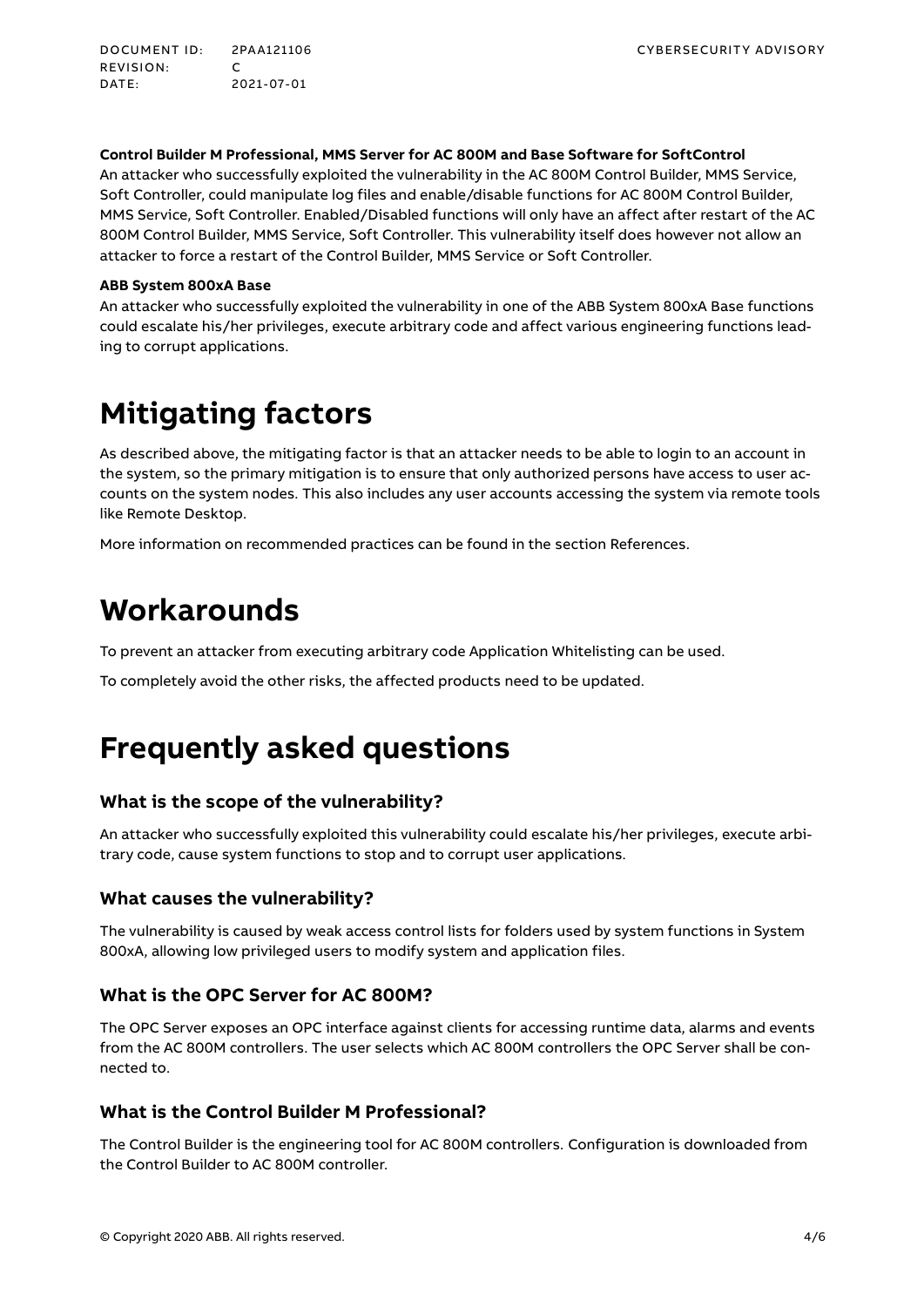**Control Builder M Professional, MMS Server for AC 800M and Base Software for SoftControl**

An attacker who successfully exploited the vulnerability in the AC 800M Control Builder, MMS Service, Soft Controller, could manipulate log files and enable/disable functions for AC 800M Control Builder, MMS Service, Soft Controller. Enabled/Disabled functions will only have an affect after restart of the AC 800M Control Builder, MMS Service, Soft Controller. This vulnerability itself does however not allow an attacker to force a restart of the Control Builder, MMS Service or Soft Controller.

**ABB System 800xA Base**

An attacker who successfully exploited the vulnerability in one of the ABB System 800xA Base functions could escalate his/her privileges, execute arbitrary code and affect various engineering functions leading to corrupt applications.

# Mitigating factors

As described above, the mitigating factor is that an attacker needs to be able to login to an account in the system, so the primary mitigation is to ensure that only authorized persons have access to user accounts on the system nodes. This also includes any user accounts accessing the system via remote tools like Remote Desktop.

More information on recommended practices can be found in the section References.

# Workarounds

To prevent an attacker from executing arbitrary code Application Whitelisting can be used.

To completely avoid the other risks, the affected products need to be updated.

# Frequently asked questions

### What is the scope of the vulnerability?

An attacker who successfully exploited this vulnerability could escalate his/her privileges, execute arbitrary code, cause system functions to stop and to corrupt user applications.

### What causes the vulnerability?

The vulnerability is caused by weak access control lists for folders used by system functions in System 800xA, allowing low privileged users to modify system and application files.

### What is the OPC Server for AC 800M?

The OPC Server exposes an OPC interface against clients for accessing runtime data, alarms and events from the AC 800M controllers. The user selects which AC 800M controllers the OPC Server shall be connected to.

### What is the Control Builder M Professional?

The Control Builder is the engineering tool for AC 800M controllers. Configuration is downloaded from the Control Builder to AC 800M controller.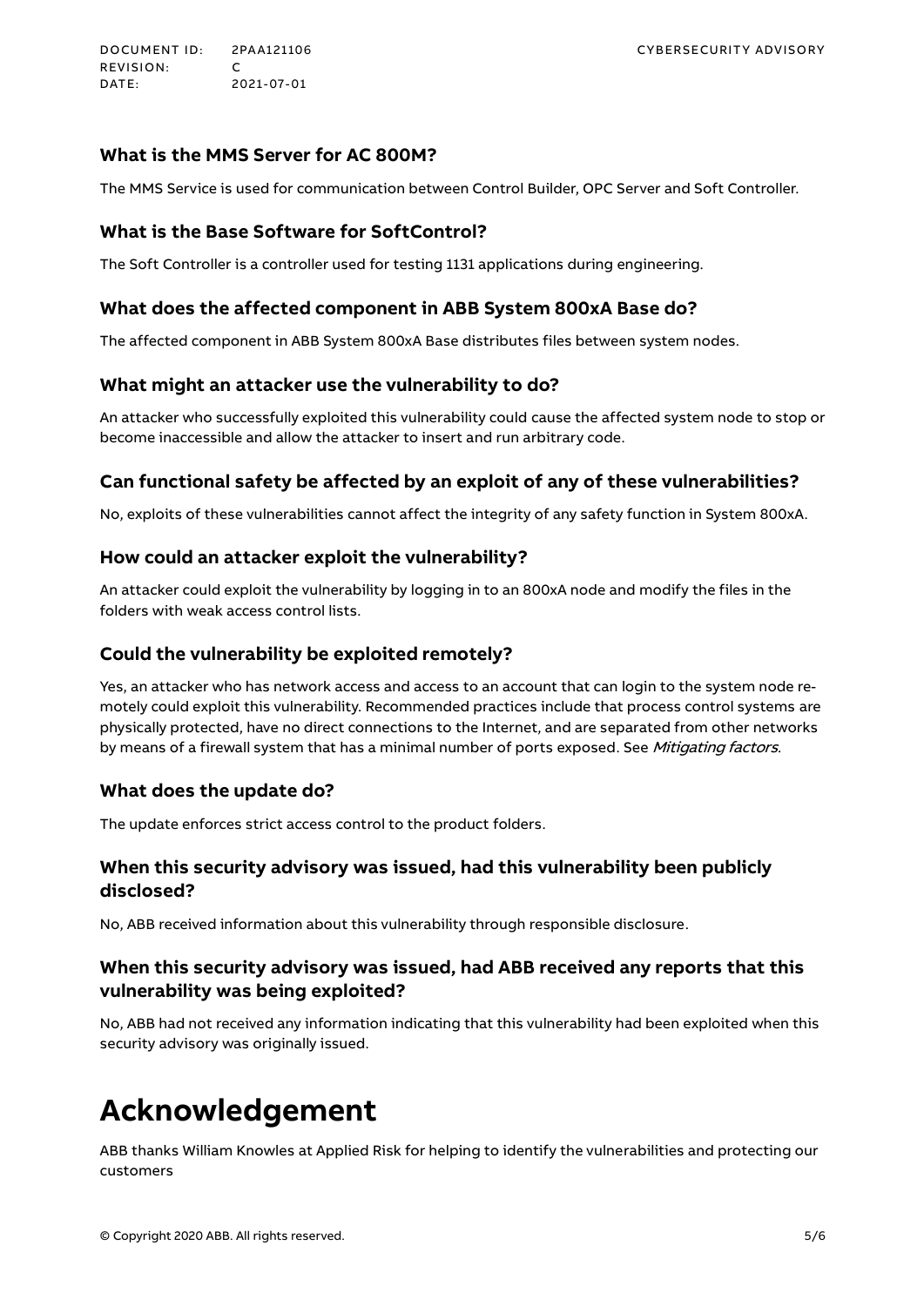### What is the MMS Server for AC 800M?

The MMS Service is used for communication between Control Builder, OPC Server and Soft Controller.

### What is the Base Software for SoftControl?

The Soft Controller is a controller used for testing 1131 applications during engineering.

### What does the affected component in ABB System 800xA Base do?

The affected component in ABB System 800xA Base distributes files between system nodes.

### What might an attacker use the vulnerability to do?

An attacker who successfully exploited this vulnerability could cause the affected system node to stop or become inaccessible and allow the attacker to insert and run arbitrary code.

### Can functional safety be affected by an exploit of any of these vulnerabilities?

No, exploits of these vulnerabilities cannot affect the integrity of any safety function in System 800xA.

### How could an attacker exploit the vulnerability?

An attacker could exploit the vulnerability by logging in to an 800xA node and modify the files in the folders with weak access control lists.

### Could the vulnerability be exploited remotely?

Yes, an attacker who has network access and access to an account that can login to the system node remotely could exploit this vulnerability. Recommended practices include that process control systems are physically protected, have no direct connections to the Internet, and are separated from other networks by means of a firewall system that has a minimal number of ports exposed. See *Mitigating factors*.

### What does the update do?

The update enforces strict access control to the product folders.

### When this security advisory was issued, had this vulnerability been publicly disclosed?

No, ABB received information about this vulnerability through responsible disclosure.

### When this security advisory was issued, had ABB received any reports that this vulnerability was being exploited?

No, ABB had not received any information indicating that this vulnerability had been exploited when this security advisory was originally issued.

# Acknowledgement

ABB thanks William Knowles at Applied Risk for helping to identify the vulnerabilities and protecting our customers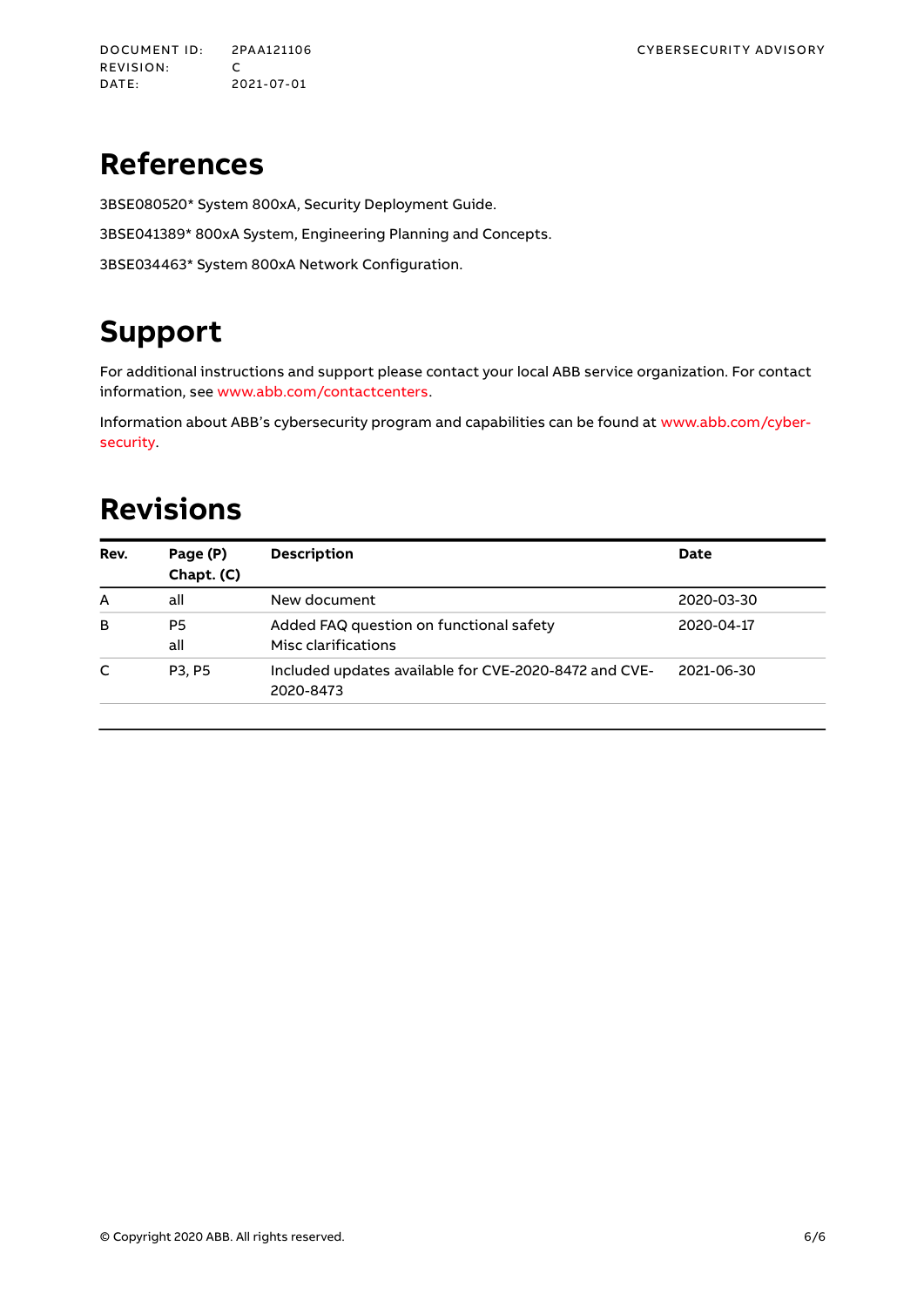## References

3BSE080520* System 800xA, Security Deployment Guide.

3BSE041389* 800xA System, Engineering Planning and Concepts.

3BSE034463* System 800xA Network Configuration.

## Support

For additional instructions and support please contact your local ABB service organization. For contact information, see www.abb.com/contactcenters.

Information about ABB's cybersecurity program and capabilities can be found at www.abb.com/cybersecurity.

## Revisions

| Rev. | Page (P) Chapt. (C) | Description | Date |
|---|---|---|---|
| A | all | New document | 2020-03-30 |
| B | P5<br>all | Added FAQ question on functional safety<br>Misc clarifications | 2020-04-17 |
| C | P3, P5 | Included updates available for CVE-2020-8472 and CVE-2020-8473 | 2021-06-30 |